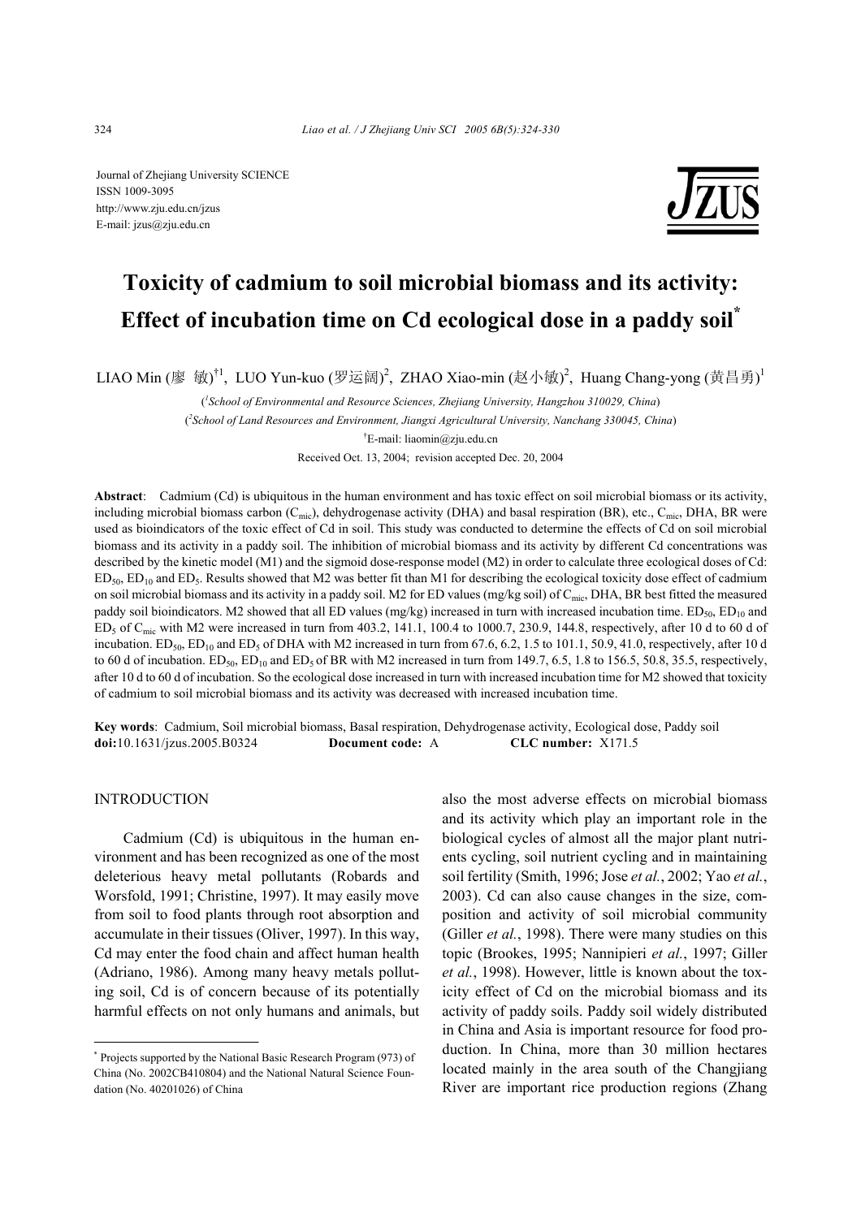Journal of Zhejiang University SCIENCE
ISSN 1009-3095
http://www.zju.edu.cn/jzus
E-mail: jzus@zju.edu.cn

# Toxicity of cadmium to soil microbial biomass and its activity: Effect of incubation time on Cd ecological dose in a paddy soil*

LIAO Min (廖 敏)[†1], LUO Yun-kuo (罗运阔)[2], ZHAO Xiao-min (赵小敏)[2], Huang Chang-yong (黄昌勇)[1]

([1]School of Environmental and Resource Sciences, Zhejiang University, Hangzhou 310029, China)

([2]School of Land Resources and Environment, Jiangxi Agricultural University, Nanchang 330045, China)

[†]E-mail: liaomin@zju.edu.cn

Received Oct. 13, 2004; revision accepted Dec. 20, 2004

**Abstract**: Cadmium (Cd) is ubiquitous in the human environment and has toxic effect on soil microbial biomass or its activity, including microbial biomass carbon ($C_{mic}$), dehydrogenase activity (DHA) and basal respiration (BR), etc., $C_{mic}$, DHA, BR were used as bioindicators of the toxic effect of Cd in soil. This study was conducted to determine the effects of Cd on soil microbial biomass and its activity in a paddy soil. The inhibition of microbial biomass and its activity by different Cd concentrations was described by the kinetic model (M1) and the sigmoid dose-response model (M2) in order to calculate three ecological doses of Cd: $ED_{50}$, $ED_{10}$ and $ED_5$. Results showed that M2 was better fit than M1 for describing the ecological toxicity dose effect of cadmium on soil microbial biomass and its activity in a paddy soil. M2 for ED values (mg/kg soil) of $C_{mic}$, DHA, BR best fitted the measured paddy soil bioindicators. M2 showed that all ED values (mg/kg) increased in turn with increased incubation time. $ED_{50}$, $ED_{10}$ and $ED_5$ of $C_{mic}$ with M2 were increased in turn from 403.2, 141.1, 100.4 to 1000.7, 230.9, 144.8, respectively, after 10 d to 60 d of incubation. $ED_{50}$, $ED_{10}$ and $ED_5$ of DHA with M2 increased in turn from 67.6, 6.2, 1.5 to 101.1, 50.9, 41.0, respectively, after 10 d to 60 d of incubation. $ED_{50}$, $ED_{10}$ and $ED_5$ of BR with M2 increased in turn from 149.7, 6.5, 1.8 to 156.5, 50.8, 35.5, respectively, after 10 d to 60 d of incubation. So the ecological dose increased in turn with increased incubation time for M2 showed that toxicity of cadmium to soil microbial biomass and its activity was decreased with increased incubation time.

**Key words**: Cadmium, Soil microbial biomass, Basal respiration, Dehydrogenase activity, Ecological dose, Paddy soil
**doi:**10.1631/jzus.2005.B0324 **Document code:** A **CLC number:** X171.5

## INTRODUCTION

Cadmium (Cd) is ubiquitous in the human environment and has been recognized as one of the most deleterious heavy metal pollutants (Robards and Worsfold, 1991; Christine, 1997). It may easily move from soil to food plants through root absorption and accumulate in their tissues (Oliver, 1997). In this way, Cd may enter the food chain and affect human health (Adriano, 1986). Among many heavy metals polluting soil, Cd is of concern because of its potentially harmful effects on not only humans and animals, but also the most adverse effects on microbial biomass and its activity which play an important role in the biological cycles of almost all the major plant nutrients cycling, soil nutrient cycling and in maintaining soil fertility (Smith, 1996; Jose *et al.*, 2002; Yao *et al.*, 2003). Cd can also cause changes in the size, composition and activity of soil microbial community (Giller *et al.*, 1998). There were many studies on this topic (Brookes, 1995; Nannipieri *et al.*, 1997; Giller *et al.*, 1998). However, little is known about the toxicity effect of Cd on the microbial biomass and its activity of paddy soils. Paddy soil widely distributed in China and Asia is important resource for food production. In China, more than 30 million hectares located mainly in the area south of the Changjiang River are important rice production regions (Zhang

---

* Projects supported by the National Basic Research Program (973) of China (No. 2002CB410804) and the National Natural Science Foundation (No. 40201026) of China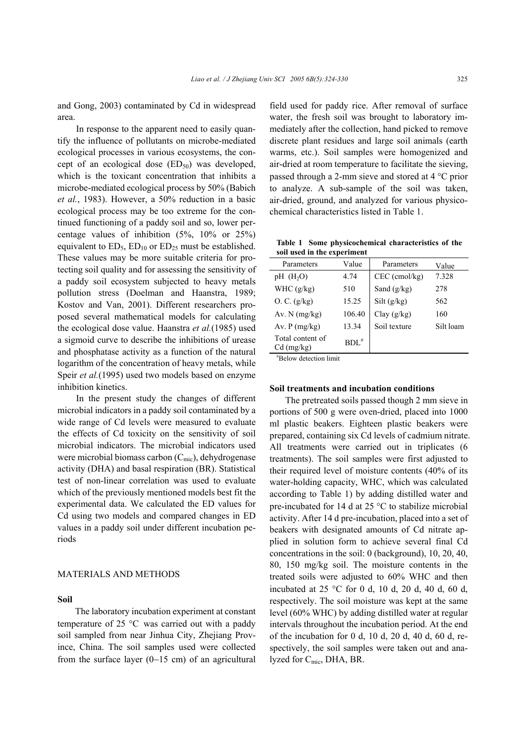and Gong, 2003) contaminated by Cd in widespread area.

In response to the apparent need to easily quantify the influence of pollutants on microbe-mediated ecological processes in various ecosystems, the concept of an ecological dose ($ED_{50}$) was developed, which is the toxicant concentration that inhibits a microbe-mediated ecological process by 50% (Babich *et al.*, 1983). However, a 50% reduction in a basic ecological process may be too extreme for the continued functioning of a paddy soil and so, lower percentage values of inhibition (5%, 10% or 25%) equivalent to $ED_5$, $ED_{10}$ or $ED_{25}$ must be established. These values may be more suitable criteria for protecting soil quality and for assessing the sensitivity of a paddy soil ecosystem subjected to heavy metals pollution stress (Doelman and Haanstra, 1989; Kostov and Van, 2001). Different researchers proposed several mathematical models for calculating the ecological dose value. Haanstra *et al.*(1985) used a sigmoid curve to describe the inhibitions of urease and phosphatase activity as a function of the natural logarithm of the concentration of heavy metals, while Speir *et al.*(1995) used two models based on enzyme inhibition kinetics.

In the present study the changes of different microbial indicators in a paddy soil contaminated by a wide range of Cd levels were measured to evaluate the effects of Cd toxicity on the sensitivity of soil microbial indicators. The microbial indicators used were microbial biomass carbon ($C_{mic}$), dehydrogenase activity (DHA) and basal respiration (BR). Statistical test of non-linear correlation was used to evaluate which of the previously mentioned models best fit the experimental data. We calculated the ED values for Cd using two models and compared changes in ED values in a paddy soil under different incubation periods

## MATERIALS AND METHODS

### Soil

The laboratory incubation experiment at constant temperature of 25 °C was carried out with a paddy soil sampled from near Jinhua City, Zhejiang Province, China. The soil samples used were collected from the surface layer (0−15 cm) of an agricultural field used for paddy rice. After removal of surface water, the fresh soil was brought to laboratory immediately after the collection, hand picked to remove discrete plant residues and large soil animals (earth warms, etc.). Soil samples were homogenized and air-dried at room temperature to facilitate the sieving, passed through a 2-mm sieve and stored at 4 °C prior to analyze. A sub-sample of the soil was taken, air-dried, ground, and analyzed for various physicochemical characteristics listed in Table 1.

**Table 1 Some physicochemical characteristics of the soil used in the experiment**

| Parameters | Value | Parameters | Value |
|---|---|---|---|
| pH ($H_2O$) | 4.74 | CEC (cmol/kg) | 7.328 |
| WHC (g/kg) | 510 | Sand (g/kg) | 278 |
| O. C. (g/kg) | 15.25 | Silt (g/kg) | 562 |
| Av. N (mg/kg) | 106.40 | Clay (g/kg) | 160 |
| Av. P (mg/kg) | 13.34 | Soil texture | Silt loam |
| Total content of Cd (mg/kg) | BDL[#] | | |

[#]Below detection limit

### Soil treatments and incubation conditions

The pretreated soils passed though 2 mm sieve in portions of 500 g were oven-dried, placed into 1000 ml plastic beakers. Eighteen plastic beakers were prepared, containing six Cd levels of cadmium nitrate. All treatments were carried out in triplicates (6 treatments). The soil samples were first adjusted to their required level of moisture contents (40% of its water-holding capacity, WHC, which was calculated according to Table 1) by adding distilled water and pre-incubated for 14 d at 25 °C to stabilize microbial activity. After 14 d pre-incubation, placed into a set of beakers with designated amounts of Cd nitrate applied in solution form to achieve several final Cd concentrations in the soil: 0 (background), 10, 20, 40, 80, 150 mg/kg soil. The moisture contents in the treated soils were adjusted to 60% WHC and then incubated at 25 °C for 0 d, 10 d, 20 d, 40 d, 60 d, respectively. The soil moisture was kept at the same level (60% WHC) by adding distilled water at regular intervals throughout the incubation period. At the end of the incubation for 0 d, 10 d, 20 d, 40 d, 60 d, respectively, the soil samples were taken out and analyzed for $C_{mic}$, DHA, BR.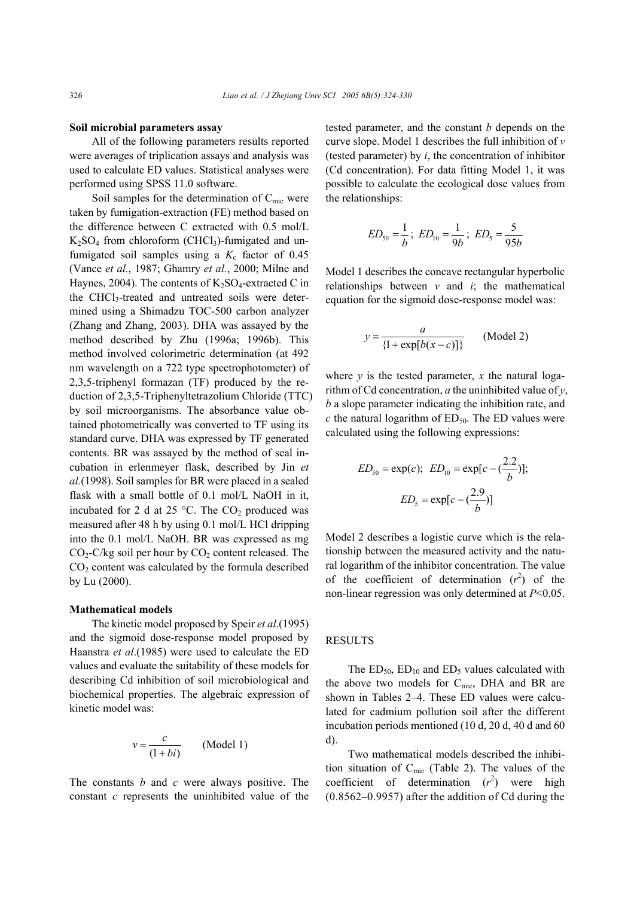### Soil microbial parameters assay

All of the following parameters results reported were averages of triplication assays and analysis was used to calculate ED values. Statistical analyses were performed using SPSS 11.0 software.

Soil samples for the determination of $C_{mic}$ were taken by fumigation-extraction (FE) method based on the difference between C extracted with 0.5 mol/L $K_2SO_4$ from chloroform ($CHCl_3$)-fumigated and un-fumigated soil samples using a $K_c$ factor of 0.45 (Vance *et al.*, 1987; Ghamry *et al.*, 2000; Milne and Haynes, 2004). The contents of $K_2SO_4$-extracted C in the $CHCl_3$-treated and untreated soils were determined using a Shimadzu TOC-500 carbon analyzer (Zhang and Zhang, 2003). DHA was assayed by the method described by Zhu (1996a; 1996b). This method involved colorimetric determination (at 492 nm wavelength on a 722 type spectrophotometer) of 2,3,5-triphenyl formazan (TF) produced by the reduction of 2,3,5-Triphenyltetrazolium Chloride (TTC) by soil microorganisms. The absorbance value obtained photometrically was converted to TF using its standard curve. DHA was expressed by TF generated contents. BR was assayed by the method of seal incubation in erlenmeyer flask, described by Jin *et al.*(1998). Soil samples for BR were placed in a sealed flask with a small bottle of 0.1 mol/L NaOH in it, incubated for 2 d at 25 °C. The $CO_2$ produced was measured after 48 h by using 0.1 mol/L HCl dripping into the 0.1 mol/L NaOH. BR was expressed as mg $CO_2$-C/kg soil per hour by $CO_2$ content released. The $CO_2$ content was calculated by the formula described by Lu (2000).

### Mathematical models

The kinetic model proposed by Speir *et al*.(1995) and the sigmoid dose-response model proposed by Haanstra *et al*.(1985) were used to calculate the ED values and evaluate the suitability of these models for describing Cd inhibition of soil microbiological and biochemical properties. The algebraic expression of kinetic model was:

$$v = \frac{c}{(1+bi)} \qquad \text{(Model 1)}$$

The constants $b$ and $c$ were always positive. The constant $c$ represents the uninhibited value of the tested parameter, and the constant $b$ depends on the curve slope. Model 1 describes the full inhibition of $v$ (tested parameter) by $i$, the concentration of inhibitor (Cd concentration). For data fitting Model 1, it was possible to calculate the ecological dose values from the relationships:

$$ED_{50} = \frac{1}{b};\ ED_{10} = \frac{1}{9b};\ ED_5 = \frac{5}{95b}$$

Model 1 describes the concave rectangular hyperbolic relationships between $v$ and $i$; the mathematical equation for the sigmoid dose-response model was:

$$y = \frac{a}{\{1+\exp[b(x-c)]\}} \qquad \text{(Model 2)}$$

where $y$ is the tested parameter, $x$ the natural logarithm of Cd concentration, $a$ the uninhibited value of $y$, $b$ a slope parameter indicating the inhibition rate, and $c$ the natural logarithm of $ED_{50}$. The ED values were calculated using the following expressions:

$$ED_{50} = \exp(c);\ ED_{10} = \exp[c - (\frac{2.2}{b})];$$
$$ED_5 = \exp[c - (\frac{2.9}{b})]$$

Model 2 describes a logistic curve which is the relationship between the measured activity and the natural logarithm of the inhibitor concentration. The value of the coefficient of determination ($r^2$) of the non-linear regression was only determined at $P<0.05$.

## RESULTS

The $ED_{50}$, $ED_{10}$ and $ED_5$ values calculated with the above two models for $C_{mic}$, DHA and BR are shown in Tables 2–4. These ED values were calculated for cadmium pollution soil after the different incubation periods mentioned (10 d, 20 d, 40 d and 60 d).

Two mathematical models described the inhibition situation of $C_{mic}$ (Table 2). The values of the coefficient of determination ($r^2$) were high (0.8562–0.9957) after the addition of Cd during the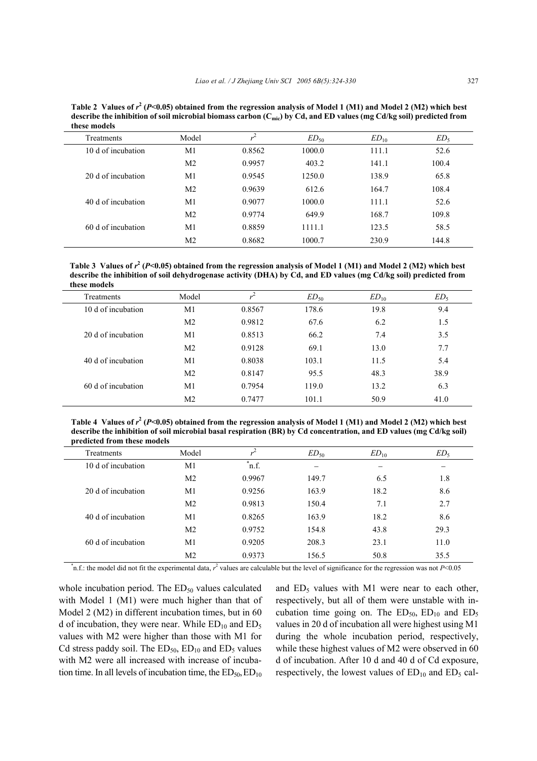**Table 2 Values of $r^2$ ($P$<0.05) obtained from the regression analysis of Model 1 (M1) and Model 2 (M2) which best describe the inhibition of soil microbial biomass carbon ($C_{mic}$) by Cd, and ED values (mg Cd/kg soil) predicted from these models**

| Treatments | Model | $r^2$ | $ED_{50}$ | $ED_{10}$ | $ED_5$ |
|---|---|---|---|---|---|
| 10 d of incubation | M1 | 0.8562 | 1000.0 | 111.1 | 52.6 |
| | M2 | 0.9957 | 403.2 | 141.1 | 100.4 |
| 20 d of incubation | M1 | 0.9545 | 1250.0 | 138.9 | 65.8 |
| | M2 | 0.9639 | 612.6 | 164.7 | 108.4 |
| 40 d of incubation | M1 | 0.9077 | 1000.0 | 111.1 | 52.6 |
| | M2 | 0.9774 | 649.9 | 168.7 | 109.8 |
| 60 d of incubation | M1 | 0.8859 | 1111.1 | 123.5 | 58.5 |
| | M2 | 0.8682 | 1000.7 | 230.9 | 144.8 |

**Table 3 Values of $r^2$ ($P$<0.05) obtained from the regression analysis of Model 1 (M1) and Model 2 (M2) which best describe the inhibition of soil dehydrogenase activity (DHA) by Cd, and ED values (mg Cd/kg soil) predicted from these models**

| Treatments | Model | $r^2$ | $ED_{50}$ | $ED_{10}$ | $ED_5$ |
|---|---|---|---|---|---|
| 10 d of incubation | M1 | 0.8567 | 178.6 | 19.8 | 9.4 |
| | M2 | 0.9812 | 67.6 | 6.2 | 1.5 |
| 20 d of incubation | M1 | 0.8513 | 66.2 | 7.4 | 3.5 |
| | M2 | 0.9128 | 69.1 | 13.0 | 7.7 |
| 40 d of incubation | M1 | 0.8038 | 103.1 | 11.5 | 5.4 |
| | M2 | 0.8147 | 95.5 | 48.3 | 38.9 |
| 60 d of incubation | M1 | 0.7954 | 119.0 | 13.2 | 6.3 |
| | M2 | 0.7477 | 101.1 | 50.9 | 41.0 |

**Table 4 Values of $r^2$ ($P$<0.05) obtained from the regression analysis of Model 1 (M1) and Model 2 (M2) which best describe the inhibition of soil microbial basal respiration (BR) by Cd concentration, and ED values (mg Cd/kg soil) predicted from these models**

| Treatments | Model | $r^2$ | $ED_{50}$ | $ED_{10}$ | $ED_5$ |
|---|---|---|---|---|---|
| 10 d of incubation | M1 | *n.f. | – | – | – |
| | M2 | 0.9967 | 149.7 | 6.5 | 1.8 |
| 20 d of incubation | M1 | 0.9256 | 163.9 | 18.2 | 8.6 |
| | M2 | 0.9813 | 150.4 | 7.1 | 2.7 |
| 40 d of incubation | M1 | 0.8265 | 163.9 | 18.2 | 8.6 |
| | M2 | 0.9752 | 154.8 | 43.8 | 29.3 |
| 60 d of incubation | M1 | 0.9205 | 208.3 | 23.1 | 11.0 |
| | M2 | 0.9373 | 156.5 | 50.8 | 35.5 |

*n.f.: the model did not fit the experimental data, $r^2$ values are calculable but the level of significance for the regression was not $P$<0.05

whole incubation period. The $ED_{50}$ values calculated with Model 1 (M1) were much higher than that of Model 2 (M2) in different incubation times, but in 60 d of incubation, they were near. While $ED_{10}$ and $ED_5$ values with M2 were higher than those with M1 for Cd stress paddy soil. The $ED_{50}$, $ED_{10}$ and $ED_5$ values with M2 were all increased with increase of incubation time. In all levels of incubation time, the $ED_{50}$, $ED_{10}$ and $ED_5$ values with M1 were near to each other, respectively, but all of them were unstable with incubation time going on. The $ED_{50}$, $ED_{10}$ and $ED_5$ values in 20 d of incubation all were highest using M1 during the whole incubation period, respectively, while these highest values of M2 were observed in 60 d of incubation. After 10 d and 40 d of Cd exposure, respectively, the lowest values of $ED_{10}$ and $ED_5$ cal-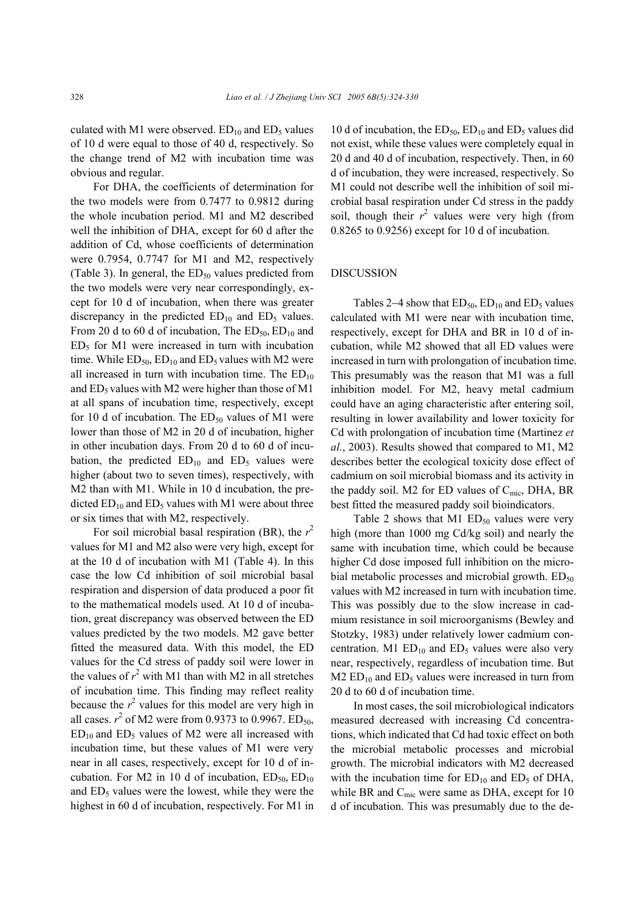culated with M1 were observed. $ED_{10}$ and $ED_5$ values of 10 d were equal to those of 40 d, respectively. So the change trend of M2 with incubation time was obvious and regular.

For DHA, the coefficients of determination for the two models were from 0.7477 to 0.9812 during the whole incubation period. M1 and M2 described well the inhibition of DHA, except for 60 d after the addition of Cd, whose coefficients of determination were 0.7954, 0.7747 for M1 and M2, respectively (Table 3). In general, the $ED_{50}$ values predicted from the two models were very near correspondingly, except for 10 d of incubation, when there was greater discrepancy in the predicted $ED_{10}$ and $ED_5$ values. From 20 d to 60 d of incubation, The $ED_{50}$, $ED_{10}$ and $ED_5$ for M1 were increased in turn with incubation time. While $ED_{50}$, $ED_{10}$ and $ED_5$ values with M2 were all increased in turn with incubation time. The $ED_{10}$ and $ED_5$ values with M2 were higher than those of M1 at all spans of incubation time, respectively, except for 10 d of incubation. The $ED_{50}$ values of M1 were lower than those of M2 in 20 d of incubation, higher in other incubation days. From 20 d to 60 d of incubation, the predicted $ED_{10}$ and $ED_5$ values were higher (about two to seven times), respectively, with M2 than with M1. While in 10 d incubation, the predicted $ED_{10}$ and $ED_5$ values with M1 were about three or six times that with M2, respectively.

For soil microbial basal respiration (BR), the $r^2$ values for M1 and M2 also were very high, except for at the 10 d of incubation with M1 (Table 4). In this case the low Cd inhibition of soil microbial basal respiration and dispersion of data produced a poor fit to the mathematical models used. At 10 d of incubation, great discrepancy was observed between the ED values predicted by the two models. M2 gave better fitted the measured data. With this model, the ED values for the Cd stress of paddy soil were lower in the values of $r^2$ with M1 than with M2 in all stretches of incubation time. This finding may reflect reality because the $r^2$ values for this model are very high in all cases. $r^2$ of M2 were from 0.9373 to 0.9967. $ED_{50}$, $ED_{10}$ and $ED_5$ values of M2 were all increased with incubation time, but these values of M1 were very near in all cases, respectively, except for 10 d of incubation. For M2 in 10 d of incubation, $ED_{50}$, $ED_{10}$ and $ED_5$ values were the lowest, while they were the highest in 60 d of incubation, respectively. For M1 in 10 d of incubation, the $ED_{50}$, $ED_{10}$ and $ED_5$ values did not exist, while these values were completely equal in 20 d and 40 d of incubation, respectively. Then, in 60 d of incubation, they were increased, respectively. So M1 could not describe well the inhibition of soil microbial basal respiration under Cd stress in the paddy soil, though their $r^2$ values were very high (from 0.8265 to 0.9256) except for 10 d of incubation.

## DISCUSSION

Tables 2–4 show that $ED_{50}$, $ED_{10}$ and $ED_5$ values calculated with M1 were near with incubation time, respectively, except for DHA and BR in 10 d of incubation, while M2 showed that all ED values were increased in turn with prolongation of incubation time. This presumably was the reason that M1 was a full inhibition model. For M2, heavy metal cadmium could have an aging characteristic after entering soil, resulting in lower availability and lower toxicity for Cd with prolongation of incubation time (Martinez *et al.*, 2003). Results showed that compared to M1, M2 describes better the ecological toxicity dose effect of cadmium on soil microbial biomass and its activity in the paddy soil. M2 for ED values of $C_{mic}$, DHA, BR best fitted the measured paddy soil bioindicators.

Table 2 shows that M1 $ED_{50}$ values were very high (more than 1000 mg Cd/kg soil) and nearly the same with incubation time, which could be because higher Cd dose imposed full inhibition on the microbial metabolic processes and microbial growth. $ED_{50}$ values with M2 increased in turn with incubation time. This was possibly due to the slow increase in cadmium resistance in soil microorganisms (Bewley and Stotzky, 1983) under relatively lower cadmium concentration. M1 $ED_{10}$ and $ED_5$ values were also very near, respectively, regardless of incubation time. But M2 $ED_{10}$ and $ED_5$ values were increased in turn from 20 d to 60 d of incubation time.

In most cases, the soil microbiological indicators measured decreased with increasing Cd concentrations, which indicated that Cd had toxic effect on both the microbial metabolic processes and microbial growth. The microbial indicators with M2 decreased with the incubation time for $ED_{10}$ and $ED_5$ of DHA, while BR and $C_{mic}$ were same as DHA, except for 10 d of incubation. This was presumably due to the de-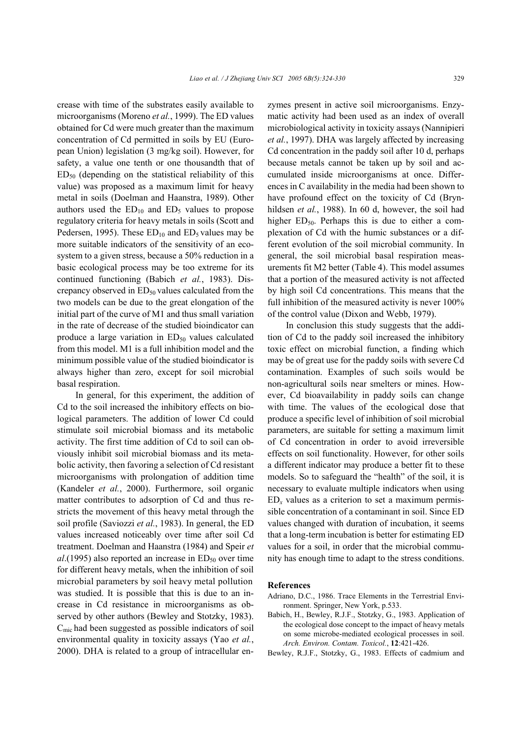crease with time of the substrates easily available to microorganisms (Moreno *et al.*, 1999). The ED values obtained for Cd were much greater than the maximum concentration of Cd permitted in soils by EU (European Union) legislation (3 mg/kg soil). However, for safety, a value one tenth or one thousandth that of $ED_{50}$ (depending on the statistical reliability of this value) was proposed as a maximum limit for heavy metal in soils (Doelman and Haanstra, 1989). Other authors used the $ED_{10}$ and $ED_5$ values to propose regulatory criteria for heavy metals in soils (Scott and Pedersen, 1995). These $ED_{10}$ and $ED_5$ values may be more suitable indicators of the sensitivity of an ecosystem to a given stress, because a 50% reduction in a basic ecological process may be too extreme for its continued functioning (Babich *et al.*, 1983). Discrepancy observed in $ED_{50}$ values calculated from the two models can be due to the great elongation of the initial part of the curve of M1 and thus small variation in the rate of decrease of the studied bioindicator can produce a large variation in $ED_{50}$ values calculated from this model. M1 is a full inhibition model and the minimum possible value of the studied bioindicator is always higher than zero, except for soil microbial basal respiration.

In general, for this experiment, the addition of Cd to the soil increased the inhibitory effects on biological parameters. The addition of lower Cd could stimulate soil microbial biomass and its metabolic activity. The first time addition of Cd to soil can obviously inhibit soil microbial biomass and its metabolic activity, then favoring a selection of Cd resistant microorganisms with prolongation of addition time (Kandeler *et al.*, 2000). Furthermore, soil organic matter contributes to adsorption of Cd and thus restricts the movement of this heavy metal through the soil profile (Saviozzi *et al.*, 1983). In general, the ED values increased noticeably over time after soil Cd treatment. Doelman and Haanstra (1984) and Speir *et al.*(1995) also reported an increase in $ED_{50}$ over time for different heavy metals, when the inhibition of soil microbial parameters by soil heavy metal pollution was studied. It is possible that this is due to an increase in Cd resistance in microorganisms as observed by other authors (Bewley and Stotzky, 1983). $C_{mic}$ had been suggested as possible indicators of soil environmental quality in toxicity assays (Yao *et al.*, 2000). DHA is related to a group of intracellular enzymes present in active soil microorganisms. Enzymatic activity had been used as an index of overall microbiological activity in toxicity assays (Nannipieri *et al.*, 1997). DHA was largely affected by increasing Cd concentration in the paddy soil after 10 d, perhaps because metals cannot be taken up by soil and accumulated inside microorganisms at once. Differences in C availability in the media had been shown to have profound effect on the toxicity of Cd (Brynhildsen *et al.*, 1988). In 60 d, however, the soil had higher $ED_{50}$. Perhaps this is due to either a complexation of Cd with the humic substances or a different evolution of the soil microbial community. In general, the soil microbial basal respiration measurements fit M2 better (Table 4). This model assumes that a portion of the measured activity is not affected by high soil Cd concentrations. This means that the full inhibition of the measured activity is never 100% of the control value (Dixon and Webb, 1979).

In conclusion this study suggests that the addition of Cd to the paddy soil increased the inhibitory toxic effect on microbial function, a finding which may be of great use for the paddy soils with severe Cd contamination. Examples of such soils would be non-agricultural soils near smelters or mines. However, Cd bioavailability in paddy soils can change with time. The values of the ecological dose that produce a specific level of inhibition of soil microbial parameters, are suitable for setting a maximum limit of Cd concentration in order to avoid irreversible effects on soil functionality. However, for other soils a different indicator may produce a better fit to these models. So to safeguard the "health" of the soil, it is necessary to evaluate multiple indicators when using $ED_x$ values as a criterion to set a maximum permissible concentration of a contaminant in soil. Since ED values changed with duration of incubation, it seems that a long-term incubation is better for estimating ED values for a soil, in order that the microbial community has enough time to adapt to the stress conditions.

## References

Adriano, D.C., 1986. Trace Elements in the Terrestrial Environment. Springer, New York, p.533.

Babich, H., Bewley, R.J.F., Stotzky, G., 1983. Application of the ecological dose concept to the impact of heavy metals on some microbe-mediated ecological processes in soil. *Arch. Environ. Contam. Toxicol.*, **12**:421-426.

Bewley, R.J.F., Stotzky, G., 1983. Effects of cadmium and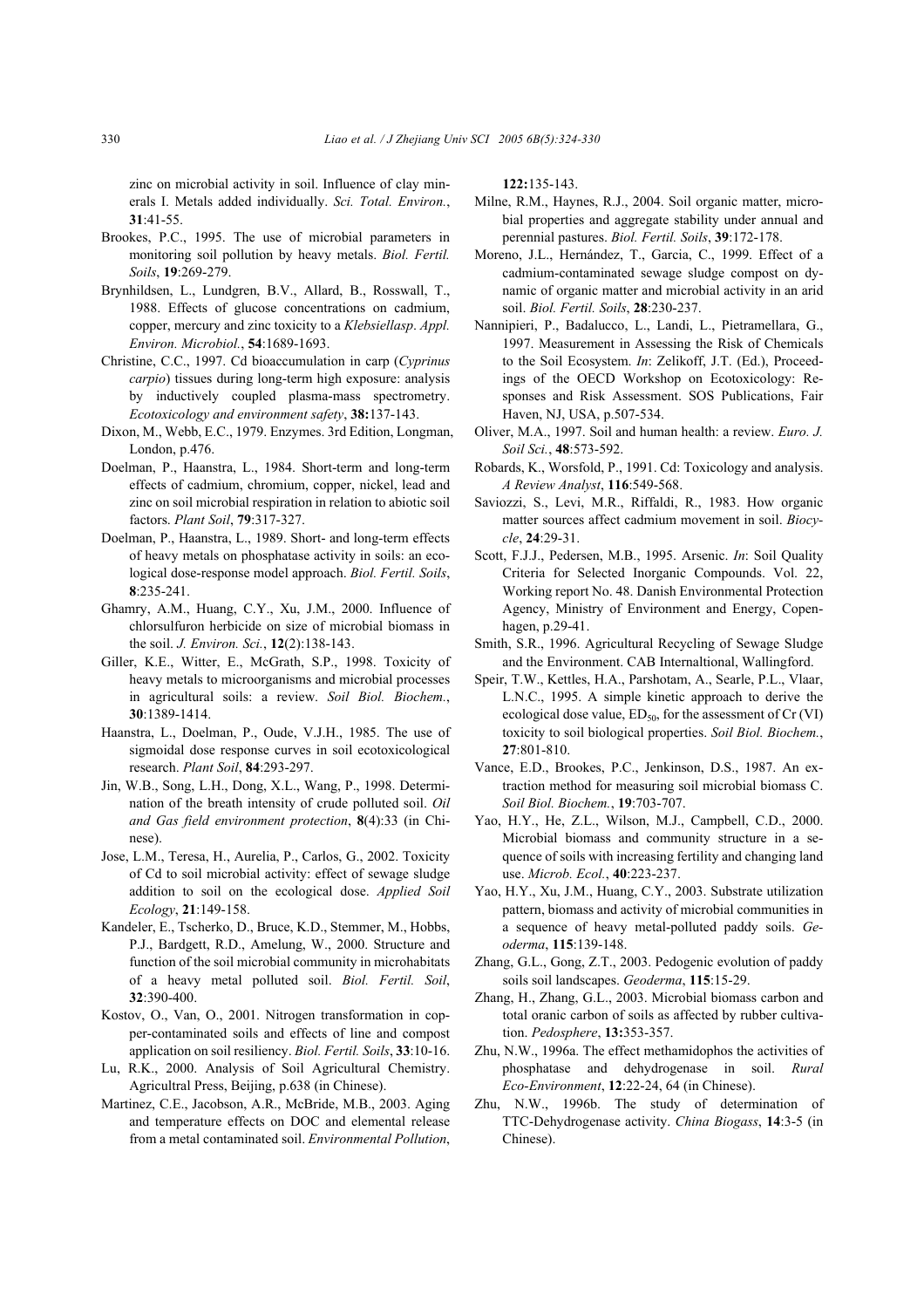zinc on microbial activity in soil. Influence of clay minerals I. Metals added individually. *Sci. Total. Environ.*, **31**:41-55.

Brookes, P.C., 1995. The use of microbial parameters in monitoring soil pollution by heavy metals. *Biol. Fertil. Soils*, **19**:269-279.

Brynhildsen, L., Lundgren, B.V., Allard, B., Rosswall, T., 1988. Effects of glucose concentrations on cadmium, copper, mercury and zinc toxicity to a *Klebsiellasp*. *Appl. Environ. Microbiol.*, **54**:1689-1693.

Christine, C.C., 1997. Cd bioaccumulation in carp (*Cyprinus carpio*) tissues during long-term high exposure: analysis by inductively coupled plasma-mass spectrometry. *Ecotoxicology and environment safety*, **38:**137-143.

Dixon, M., Webb, E.C., 1979. Enzymes. 3rd Edition, Longman, London, p.476.

Doelman, P., Haanstra, L., 1984. Short-term and long-term effects of cadmium, chromium, copper, nickel, lead and zinc on soil microbial respiration in relation to abiotic soil factors. *Plant Soil*, **79**:317-327.

Doelman, P., Haanstra, L., 1989. Short- and long-term effects of heavy metals on phosphatase activity in soils: an ecological dose-response model approach. *Biol. Fertil. Soils*, **8**:235-241.

Ghamry, A.M., Huang, C.Y., Xu, J.M., 2000. Influence of chlorsulfuron herbicide on size of microbial biomass in the soil. *J. Environ. Sci.*, **12**(2):138-143.

Giller, K.E., Witter, E., McGrath, S.P., 1998. Toxicity of heavy metals to microorganisms and microbial processes in agricultural soils: a review. *Soil Biol. Biochem.*, **30**:1389-1414.

Haanstra, L., Doelman, P., Oude, V.J.H., 1985. The use of sigmoidal dose response curves in soil ecotoxicological research. *Plant Soil*, **84**:293-297.

Jin, W.B., Song, L.H., Dong, X.L., Wang, P., 1998. Determination of the breath intensity of crude polluted soil. *Oil and Gas field environment protection*, **8**(4):33 (in Chinese).

Jose, L.M., Teresa, H., Aurelia, P., Carlos, G., 2002. Toxicity of Cd to soil microbial activity: effect of sewage sludge addition to soil on the ecological dose. *Applied Soil Ecology*, **21**:149-158.

Kandeler, E., Tscherko, D., Bruce, K.D., Stemmer, M., Hobbs, P.J., Bardgett, R.D., Amelung, W., 2000. Structure and function of the soil microbial community in microhabitats of a heavy metal polluted soil. *Biol. Fertil. Soil*, **32**:390-400.

Kostov, O., Van, O., 2001. Nitrogen transformation in copper-contaminated soils and effects of line and compost application on soil resiliency. *Biol. Fertil. Soils*, **33**:10-16.

Lu, R.K., 2000. Analysis of Soil Agricultural Chemistry. Agricultral Press, Beijing, p.638 (in Chinese).

Martinez, C.E., Jacobson, A.R., McBride, M.B., 2003. Aging and temperature effects on DOC and elemental release from a metal contaminated soil. *Environmental Pollution*, **122:**135-143.

Milne, R.M., Haynes, R.J., 2004. Soil organic matter, microbial properties and aggregate stability under annual and perennial pastures. *Biol. Fertil. Soils*, **39**:172-178.

Moreno, J.L., Hernández, T., Garcia, C., 1999. Effect of a cadmium-contaminated sewage sludge compost on dynamic of organic matter and microbial activity in an arid soil. *Biol. Fertil. Soils*, **28**:230-237.

Nannipieri, P., Badalucco, L., Landi, L., Pietramellara, G., 1997. Measurement in Assessing the Risk of Chemicals to the Soil Ecosystem. *In*: Zelikoff, J.T. (Ed.), Proceedings of the OECD Workshop on Ecotoxicology: Responses and Risk Assessment. SOS Publications, Fair Haven, NJ, USA, p.507-534.

Oliver, M.A., 1997. Soil and human health: a review. *Euro. J. Soil Sci.*, **48**:573-592.

Robards, K., Worsfold, P., 1991. Cd: Toxicology and analysis. *A Review Analyst*, **116**:549-568.

Saviozzi, S., Levi, M.R., Riffaldi, R., 1983. How organic matter sources affect cadmium movement in soil. *Biocycle*, **24**:29-31.

Scott, F.J.J., Pedersen, M.B., 1995. Arsenic. *In*: Soil Quality Criteria for Selected Inorganic Compounds. Vol. 22, Working report No. 48. Danish Environmental Protection Agency, Ministry of Environment and Energy, Copenhagen, p.29-41.

Smith, S.R., 1996. Agricultural Recycling of Sewage Sludge and the Environment. CAB Internaltional, Wallingford.

Speir, T.W., Kettles, H.A., Parshotam, A., Searle, P.L., Vlaar, L.N.C., 1995. A simple kinetic approach to derive the ecological dose value, $ED_{50}$, for the assessment of Cr (VI) toxicity to soil biological properties. *Soil Biol. Biochem.*, **27**:801-810.

Vance, E.D., Brookes, P.C., Jenkinson, D.S., 1987. An extraction method for measuring soil microbial biomass C. *Soil Biol. Biochem.*, **19**:703-707.

Yao, H.Y., He, Z.L., Wilson, M.J., Campbell, C.D., 2000. Microbial biomass and community structure in a sequence of soils with increasing fertility and changing land use. *Microb. Ecol.*, **40**:223-237.

Yao, H.Y., Xu, J.M., Huang, C.Y., 2003. Substrate utilization pattern, biomass and activity of microbial communities in a sequence of heavy metal-polluted paddy soils. *Geoderma*, **115**:139-148.

Zhang, G.L., Gong, Z.T., 2003. Pedogenic evolution of paddy soils soil landscapes. *Geoderma*, **115**:15-29.

Zhang, H., Zhang, G.L., 2003. Microbial biomass carbon and total oranic carbon of soils as affected by rubber cultivation. *Pedosphere*, **13:**353-357.

Zhu, N.W., 1996a. The effect methamidophos the activities of phosphatase and dehydrogenase in soil. *Rural Eco-Environment*, **12**:22-24, 64 (in Chinese).

Zhu, N.W., 1996b. The study of determination of TTC-Dehydrogenase activity. *China Biogass*, **14**:3-5 (in Chinese).